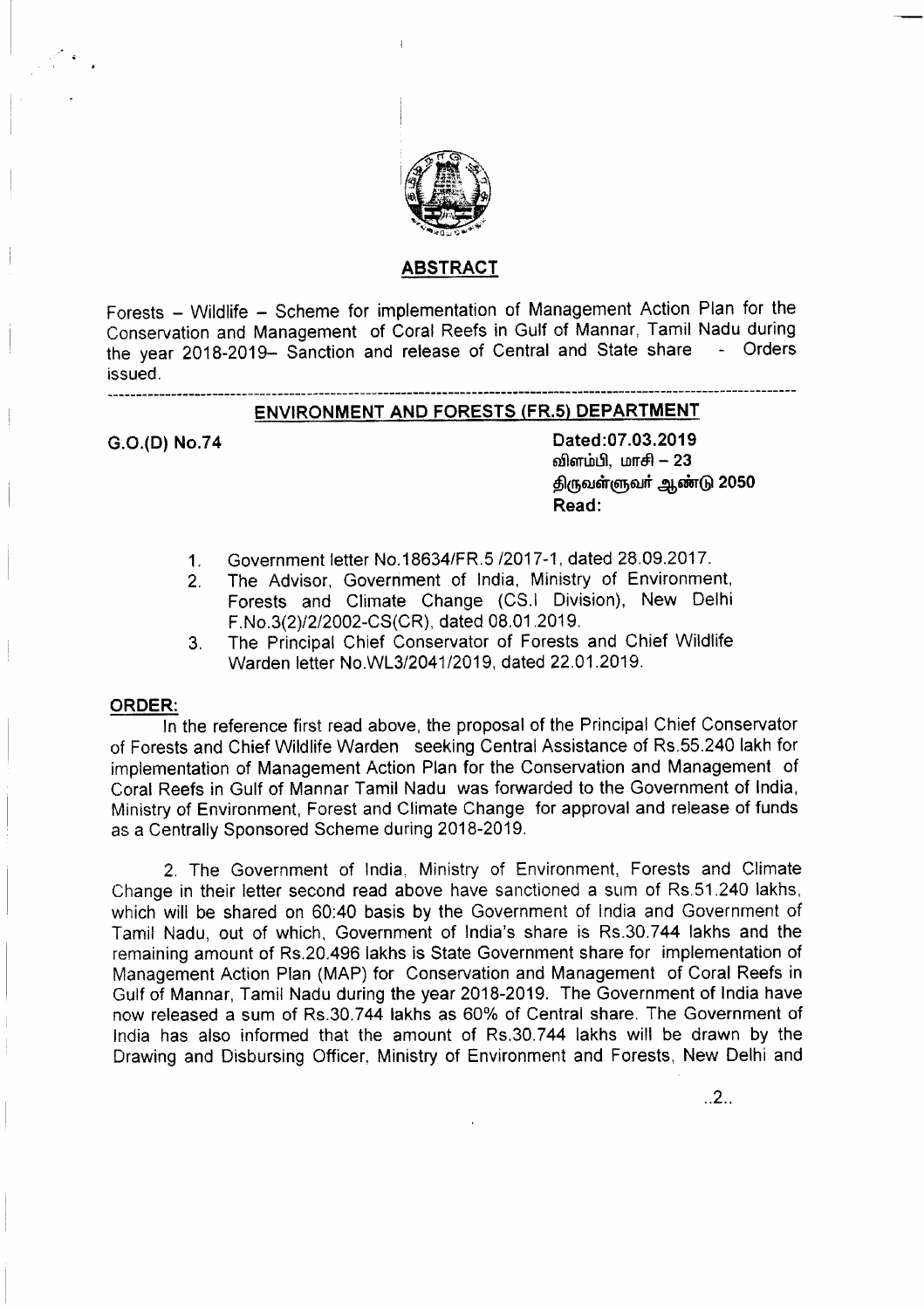## ABSTRACT

Forests – Wildlife – Scheme for implementation of Management Action Plan for the Conservation and Management of Coral Reefs in Gulf of Mannar, Tamil Nadu during the year 2018-2019– Sanction and release of Central and State share - Orders issued.

---

### ENVIRONMENT AND FORESTS (FR.5) DEPARTMENT

**G.O.(D) No.74**

**Dated:07.03.2019**
விளம்பி, மாசி – 23
திருவள்ளுவர் ஆண்டு 2050
**Read:**

1. Government letter No.18634/FR.5 /2017-1, dated 28.09.2017.
2. The Advisor, Government of India, Ministry of Environment, Forests and Climate Change (CS.I Division), New Delhi F.No.3(2)/2/2002-CS(CR), dated 08.01.2019.
3. The Principal Chief Conservator of Forests and Chief Wildlife Warden letter No.WL3/2041/2019, dated 22.01.2019.

**ORDER:**

In the reference first read above, the proposal of the Principal Chief Conservator of Forests and Chief Wildlife Warden seeking Central Assistance of Rs.55.240 lakh for implementation of Management Action Plan for the Conservation and Management of Coral Reefs in Gulf of Mannar Tamil Nadu was forwarded to the Government of India, Ministry of Environment, Forest and Climate Change for approval and release of funds as a Centrally Sponsored Scheme during 2018-2019.

2. The Government of India, Ministry of Environment, Forests and Climate Change in their letter second read above have sanctioned a sum of Rs.51.240 lakhs, which will be shared on 60:40 basis by the Government of India and Government of Tamil Nadu, out of which, Government of India's share is Rs.30.744 lakhs and the remaining amount of Rs.20.496 lakhs is State Government share for implementation of Management Action Plan (MAP) for Conservation and Management of Coral Reefs in Gulf of Mannar, Tamil Nadu during the year 2018-2019. The Government of India have now released a sum of Rs.30.744 lakhs as 60% of Central share. The Government of India has also informed that the amount of Rs.30.744 lakhs will be drawn by the Drawing and Disbursing Officer, Ministry of Environment and Forests, New Delhi and

..2..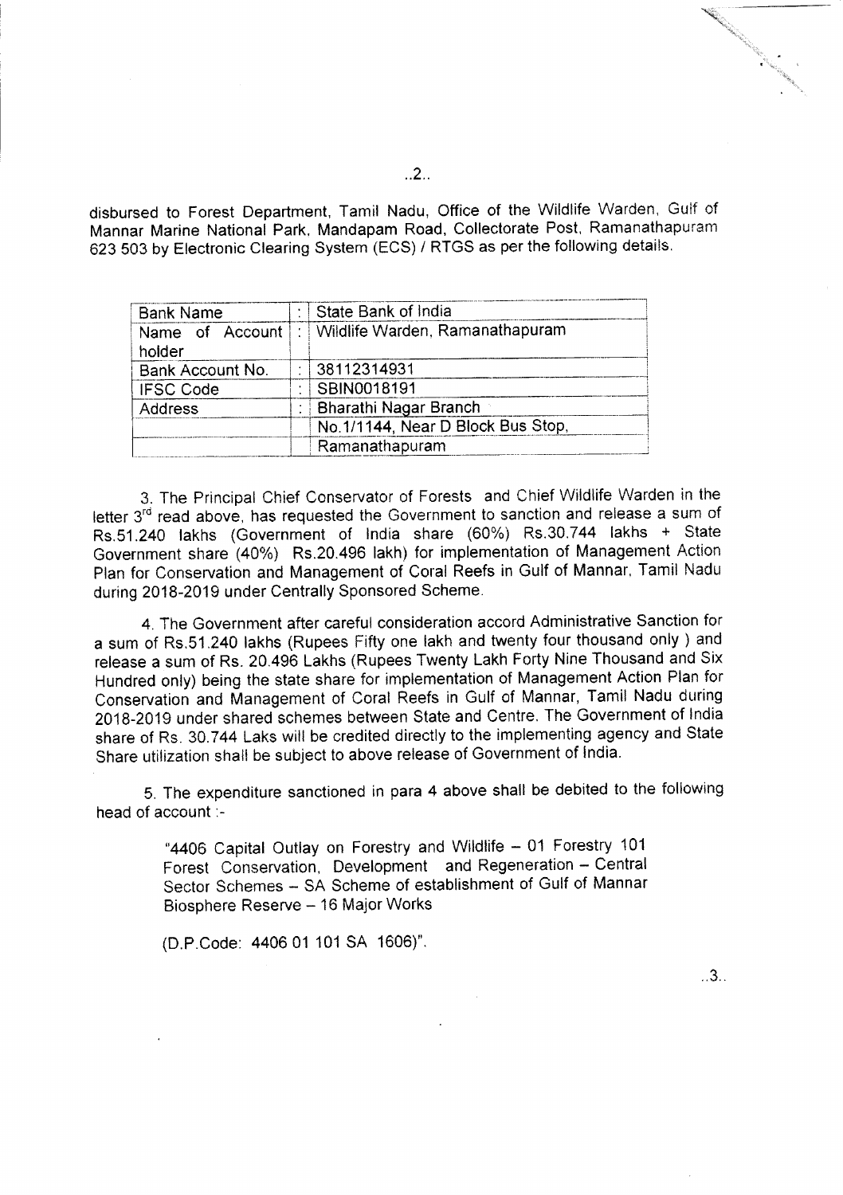disbursed to Forest Department, Tamil Nadu, Office of the Wildlife Warden, Gulf of Mannar Marine National Park, Mandapam Road, Collectorate Post, Ramanathapuram 623 503 by Electronic Clearing System (ECS) / RTGS as per the following details.

| Bank Name | : | State Bank of India |
|---|---|---|
| Name of Account holder | : | Wildlife Warden, Ramanathapuram |
| Bank Account No. | : | 38112314931 |
| IFSC Code | : | SBIN0018191 |
| Address | : | Bharathi Nagar Branch |
| | | No.1/1144, Near D Block Bus Stop, |
| | | Ramanathapuram |

3. The Principal Chief Conservator of Forests and Chief Wildlife Warden in the letter 3rd read above, has requested the Government to sanction and release a sum of Rs.51.240 lakhs (Government of India share (60%) Rs.30.744 lakhs + State Government share (40%) Rs.20.496 lakh) for implementation of Management Action Plan for Conservation and Management of Coral Reefs in Gulf of Mannar, Tamil Nadu during 2018-2019 under Centrally Sponsored Scheme.

4. The Government after careful consideration accord Administrative Sanction for a sum of Rs.51.240 lakhs (Rupees Fifty one lakh and twenty four thousand only ) and release a sum of Rs. 20.496 Lakhs (Rupees Twenty Lakh Forty Nine Thousand and Six Hundred only) being the state share for implementation of Management Action Plan for Conservation and Management of Coral Reefs in Gulf of Mannar, Tamil Nadu during 2018-2019 under shared schemes between State and Centre. The Government of India share of Rs. 30.744 Laks will be credited directly to the implementing agency and State Share utilization shall be subject to above release of Government of India.

5. The expenditure sanctioned in para 4 above shall be debited to the following head of account :-

> "4406 Capital Outlay on Forestry and Wildlife – 01 Forestry 101 Forest Conservation, Development and Regeneration – Central Sector Schemes – SA Scheme of establishment of Gulf of Mannar Biosphere Reserve – 16 Major Works
>
> (D.P.Code: 4406 01 101 SA 1606)".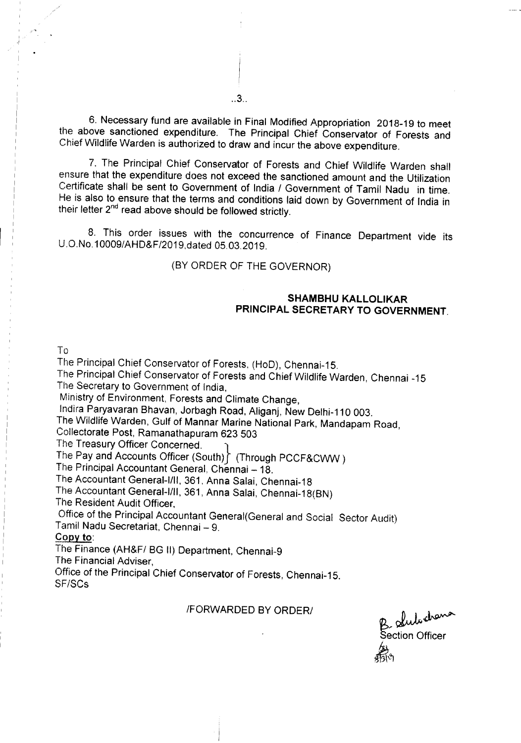6. Necessary fund are available in Final Modified Appropriation 2018-19 to meet the above sanctioned expenditure. The Principal Chief Conservator of Forests and Chief Wildlife Warden is authorized to draw and incur the above expenditure.

7. The Principal Chief Conservator of Forests and Chief Wildlife Warden shall ensure that the expenditure does not exceed the sanctioned amount and the Utilization Certificate shall be sent to Government of India / Government of Tamil Nadu in time. He is also to ensure that the terms and conditions laid down by Government of India in their letter 2nd read above should be followed strictly.

8. This order issues with the concurrence of Finance Department vide its U.O.No.10009/AHD&F/2019,dated 05.03.2019.

(BY ORDER OF THE GOVERNOR)

**SHAMBHU KALLOLIKAR**
**PRINCIPAL SECRETARY TO GOVERNMENT.**

To

The Principal Chief Conservator of Forests, (HoD), Chennai-15.
The Principal Chief Conservator of Forests and Chief Wildlife Warden, Chennai -15
The Secretary to Government of India,
Ministry of Environment, Forests and Climate Change,
Indira Paryavaran Bhavan, Jorbagh Road, Aliganj, New Delhi-110 003.
The Wildlife Warden, Gulf of Mannar Marine National Park, Mandapam Road,
Collectorate Post, Ramanathapuram 623 503
The Treasury Officer Concerned.
The Pay and Accounts Officer (South) } (Through PCCF&CWW)
The Principal Accountant General, Chennai – 18.
The Accountant General-I/II, 361, Anna Salai, Chennai-18
The Accountant General-I/II, 361, Anna Salai, Chennai-18(BN)
The Resident Audit Officer,
Office of the Principal Accountant General(General and Social Sector Audit)
Tamil Nadu Secretariat, Chennai – 9.

**Copy to**:

The Finance (AH&F/ BG II) Department, Chennai-9
The Financial Adviser,
Office of the Principal Chief Conservator of Forests, Chennai-15.
SF/SCs

/FORWARDED BY ORDER/

Section Officer